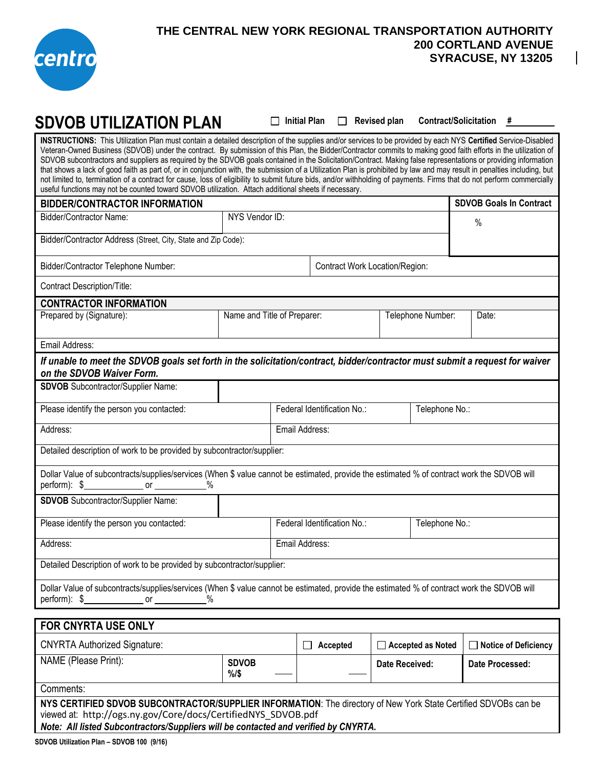centro

**THE CENTRAL NEW YORK REGIONAL TRANSPORTATION AUTHORITY**
**200 CORTLAND AVENUE**
**SYRACUSE, NY 13205**

# SDVOB UTILIZATION PLAN

☐ Initial Plan ☐ Revised plan **Contract/Solicitation #** ________

**INSTRUCTIONS:** This Utilization Plan must contain a detailed description of the supplies and/or services to be provided by each NYS **Certified** Service-Disabled Veteran-Owned Business (SDVOB) under the contract. By submission of this Plan, the Bidder/Contractor commits to making good faith efforts in the utilization of SDVOB subcontractors and suppliers as required by the SDVOB goals contained in the Solicitation/Contract. Making false representations or providing information that shows a lack of good faith as part of, or in conjunction with, the submission of a Utilization Plan is prohibited by law and may result in penalties including, but not limited to, termination of a contract for cause, loss of eligibility to submit future bids, and/or withholding of payments. Firms that do not perform commercially useful functions may not be counted toward SDVOB utilization. Attach additional sheets if necessary.

| **BIDDER/CONTRACTOR INFORMATION** | | **SDVOB Goals In Contract** |
|---|---|---|
| Bidder/Contractor Name: | NYS Vendor ID: | % |
| Bidder/Contractor Address (Street, City, State and Zip Code): | | |
| Bidder/Contractor Telephone Number: | Contract Work Location/Region: | |
| Contract Description/Title: | | |

| **CONTRACTOR INFORMATION** | | | |
|---|---|---|---|
| Prepared by (Signature): | Name and Title of Preparer: | Telephone Number: | Date: |
| Email Address: | | | |

***If unable to meet the SDVOB goals set forth in the solicitation/contract, bidder/contractor must submit a request for waiver on the SDVOB Waiver Form.***

| | | |
|---|---|---|
| **SDVOB** Subcontractor/Supplier Name: | | |
| Please identify the person you contacted: | Federal Identification No.: | Telephone No.: |
| Address: | Email Address: | |
| Detailed description of work to be provided by subcontractor/supplier: | | |
| Dollar Value of subcontracts/supplies/services (When $ value cannot be estimated, provide the estimated % of contract work the SDVOB will perform): $____________ or __________% | | |
| **SDVOB** Subcontractor/Supplier Name: | | |
| Please identify the person you contacted: | Federal Identification No.: | Telephone No.: |
| Address: | Email Address: | |
| Detailed Description of work to be provided by subcontractor/supplier: | | |
| Dollar Value of subcontracts/supplies/services (When $ value cannot be estimated, provide the estimated % of contract work the SDVOB will perform): $____________ or __________% | | |

| **FOR CNYRTA USE ONLY** | | | | |
|---|---|---|---|---|
| CNYRTA Authorized Signature: | | ☐ Accepted | ☐ Accepted as Noted | ☐ Notice of Deficiency |
| NAME (Please Print): | **SDVOB %/$** ____ | ____ | **Date Received:** | **Date Processed:** |
| Comments: | | | | |

**NYS CERTIFIED SDVOB SUBCONTRACTOR/SUPPLIER INFORMATION**: The directory of New York State Certified SDVOBs can be viewed at: http://ogs.ny.gov/Core/docs/CertifiedNYS_SDVOB.pdf
***Note: All listed Subcontractors/Suppliers will be contacted and verified by CNYRTA.***

**SDVOB Utilization Plan – SDVOB 100 (9/16)**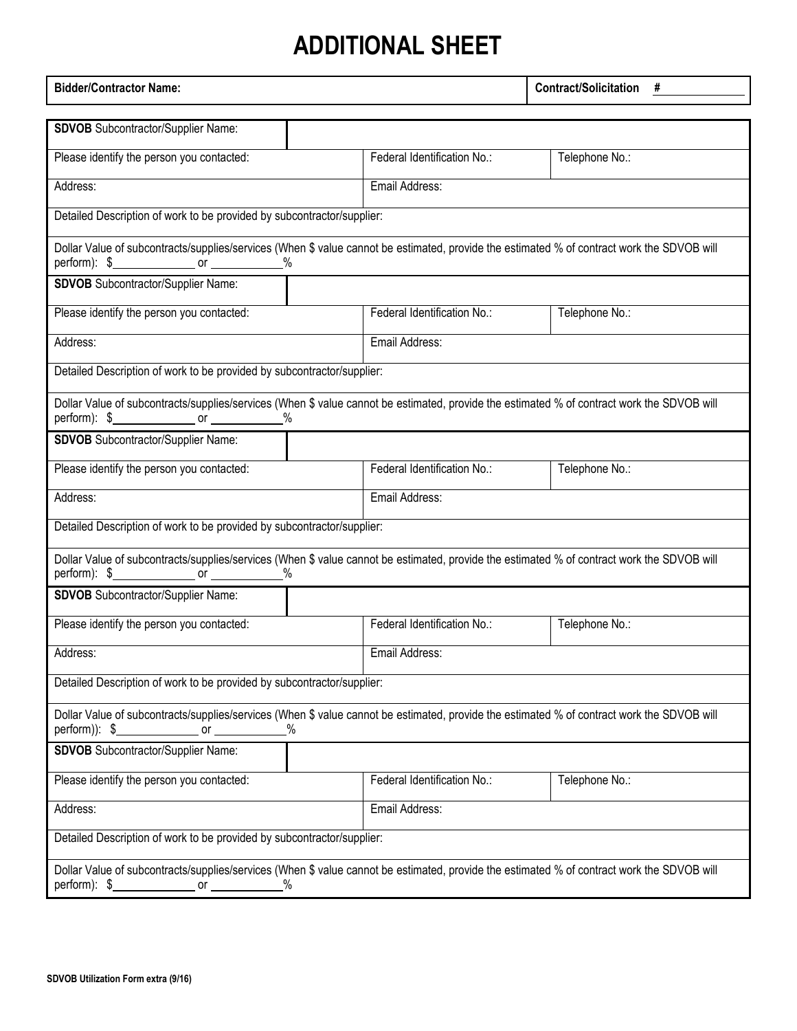# ADDITIONAL SHEET

| | |
|---|---|
| **Bidder/Contractor Name:** | **Contract/Solicitation #** |

| | | |
|---|---|---|
| **SDVOB** Subcontractor/Supplier Name: | | |
| Please identify the person you contacted: | Federal Identification No.: | Telephone No.: |
| Address: | Email Address: | |
| Detailed Description of work to be provided by subcontractor/supplier: | | |
| Dollar Value of subcontracts/supplies/services (When $ value cannot be estimated, provide the estimated % of contract work the SDVOB will perform): $______________ or ____________% | | |
| **SDVOB** Subcontractor/Supplier Name: | | |
| Please identify the person you contacted: | Federal Identification No.: | Telephone No.: |
| Address: | Email Address: | |
| Detailed Description of work to be provided by subcontractor/supplier: | | |
| Dollar Value of subcontracts/supplies/services (When $ value cannot be estimated, provide the estimated % of contract work the SDVOB will perform): $______________ or ____________% | | |
| **SDVOB** Subcontractor/Supplier Name: | | |
| Please identify the person you contacted: | Federal Identification No.: | Telephone No.: |
| Address: | Email Address: | |
| Detailed Description of work to be provided by subcontractor/supplier: | | |
| Dollar Value of subcontracts/supplies/services (When $ value cannot be estimated, provide the estimated % of contract work the SDVOB will perform): $______________ or ____________% | | |
| **SDVOB** Subcontractor/Supplier Name: | | |
| Please identify the person you contacted: | Federal Identification No.: | Telephone No.: |
| Address: | Email Address: | |
| Detailed Description of work to be provided by subcontractor/supplier: | | |
| Dollar Value of subcontracts/supplies/services (When $ value cannot be estimated, provide the estimated % of contract work the SDVOB will perform)): $______________ or ____________% | | |
| **SDVOB** Subcontractor/Supplier Name: | | |
| Please identify the person you contacted: | Federal Identification No.: | Telephone No.: |
| Address: | Email Address: | |
| Detailed Description of work to be provided by subcontractor/supplier: | | |
| Dollar Value of subcontracts/supplies/services (When $ value cannot be estimated, provide the estimated % of contract work the SDVOB will perform): $______________ or ____________% | | |

**SDVOB Utilization Form extra (9/16)**